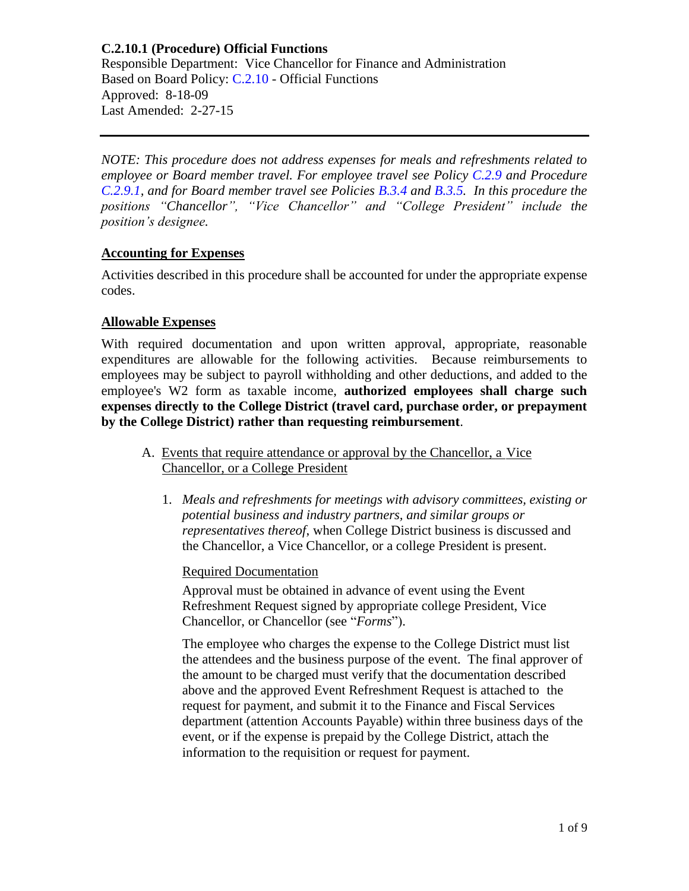# C.2.10.1 (Procedure) Official Functions

Responsible Department: Vice Chancellor for Finance and Administration
Based on Board Policy: C.2.10 - Official Functions
Approved: 8-18-09
Last Amended: 2-27-15

---

*NOTE: This procedure does not address expenses for meals and refreshments related to employee or Board member travel. For employee travel see Policy C.2.9 and Procedure C.2.9.1, and for Board member travel see Policies B.3.4 and B.3.5. In this procedure the positions "Chancellor", "Vice Chancellor" and "College President" include the position's designee.*

## Accounting for Expenses

Activities described in this procedure shall be accounted for under the appropriate expense codes.

## Allowable Expenses

With required documentation and upon written approval, appropriate, reasonable expenditures are allowable for the following activities. Because reimbursements to employees may be subject to payroll withholding and other deductions, and added to the employee's W2 form as taxable income, **authorized employees shall charge such expenses directly to the College District (travel card, purchase order, or prepayment by the College District) rather than requesting reimbursement**.

A. Events that require attendance or approval by the Chancellor, a Vice Chancellor, or a College President

1. *Meals and refreshments for meetings with advisory committees, existing or potential business and industry partners, and similar groups or representatives thereof*, when College District business is discussed and the Chancellor, a Vice Chancellor, or a college President is present.

   Required Documentation

   Approval must be obtained in advance of event using the Event Refreshment Request signed by appropriate college President, Vice Chancellor, or Chancellor (see "*Forms*").

   The employee who charges the expense to the College District must list the attendees and the business purpose of the event. The final approver of the amount to be charged must verify that the documentation described above and the approved Event Refreshment Request is attached to the request for payment, and submit it to the Finance and Fiscal Services department (attention Accounts Payable) within three business days of the event, or if the expense is prepaid by the College District, attach the information to the requisition or request for payment.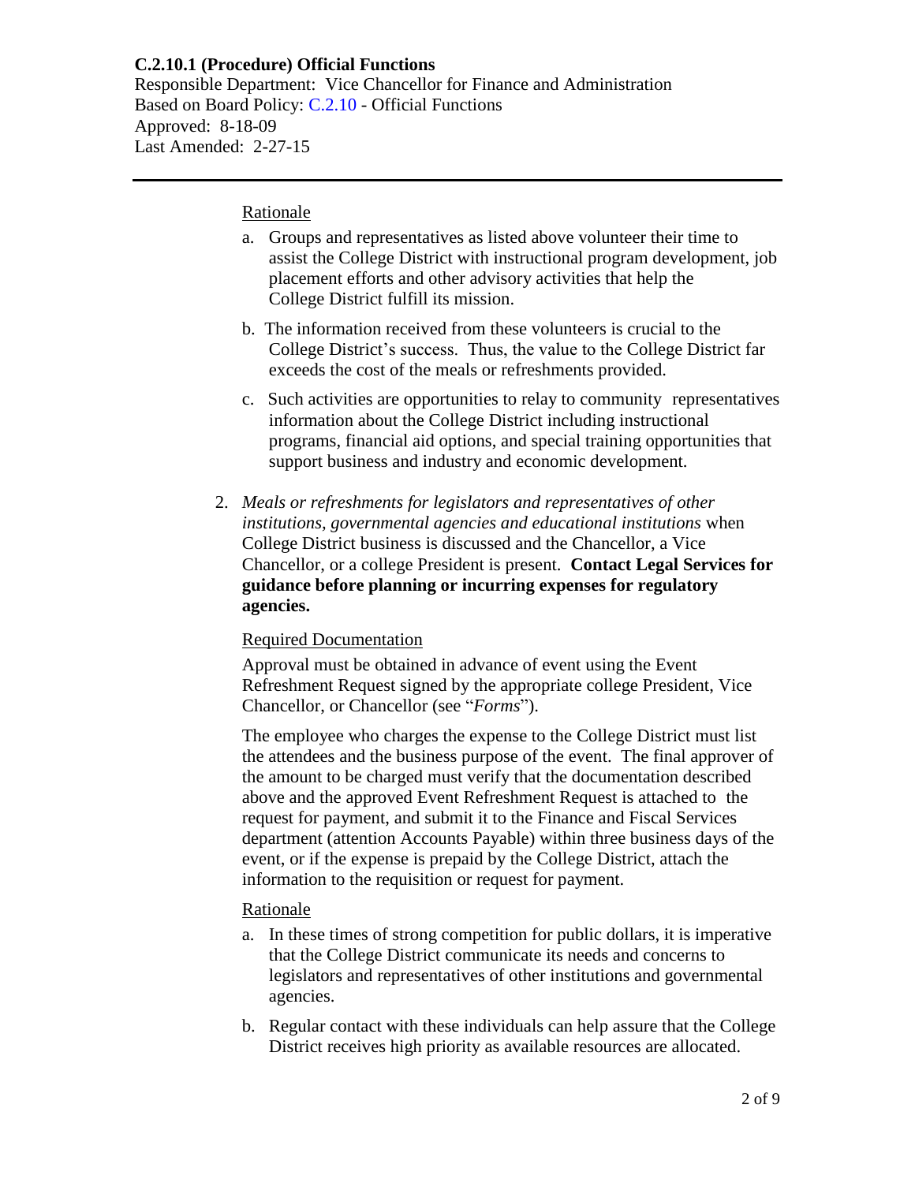Rationale

a. Groups and representatives as listed above volunteer their time to assist the College District with instructional program development, job placement efforts and other advisory activities that help the College District fulfill its mission.

b. The information received from these volunteers is crucial to the College District's success. Thus, the value to the College District far exceeds the cost of the meals or refreshments provided.

c. Such activities are opportunities to relay to community representatives information about the College District including instructional programs, financial aid options, and special training opportunities that support business and industry and economic development.

2. *Meals or refreshments for legislators and representatives of other institutions, governmental agencies and educational institutions* when College District business is discussed and the Chancellor, a Vice Chancellor, or a college President is present. **Contact Legal Services for guidance before planning or incurring expenses for regulatory agencies.**

Required Documentation

Approval must be obtained in advance of event using the Event Refreshment Request signed by the appropriate college President, Vice Chancellor, or Chancellor (see "*Forms*").

The employee who charges the expense to the College District must list the attendees and the business purpose of the event. The final approver of the amount to be charged must verify that the documentation described above and the approved Event Refreshment Request is attached to the request for payment, and submit it to the Finance and Fiscal Services department (attention Accounts Payable) within three business days of the event, or if the expense is prepaid by the College District, attach the information to the requisition or request for payment.

Rationale

a. In these times of strong competition for public dollars, it is imperative that the College District communicate its needs and concerns to legislators and representatives of other institutions and governmental agencies.

b. Regular contact with these individuals can help assure that the College District receives high priority as available resources are allocated.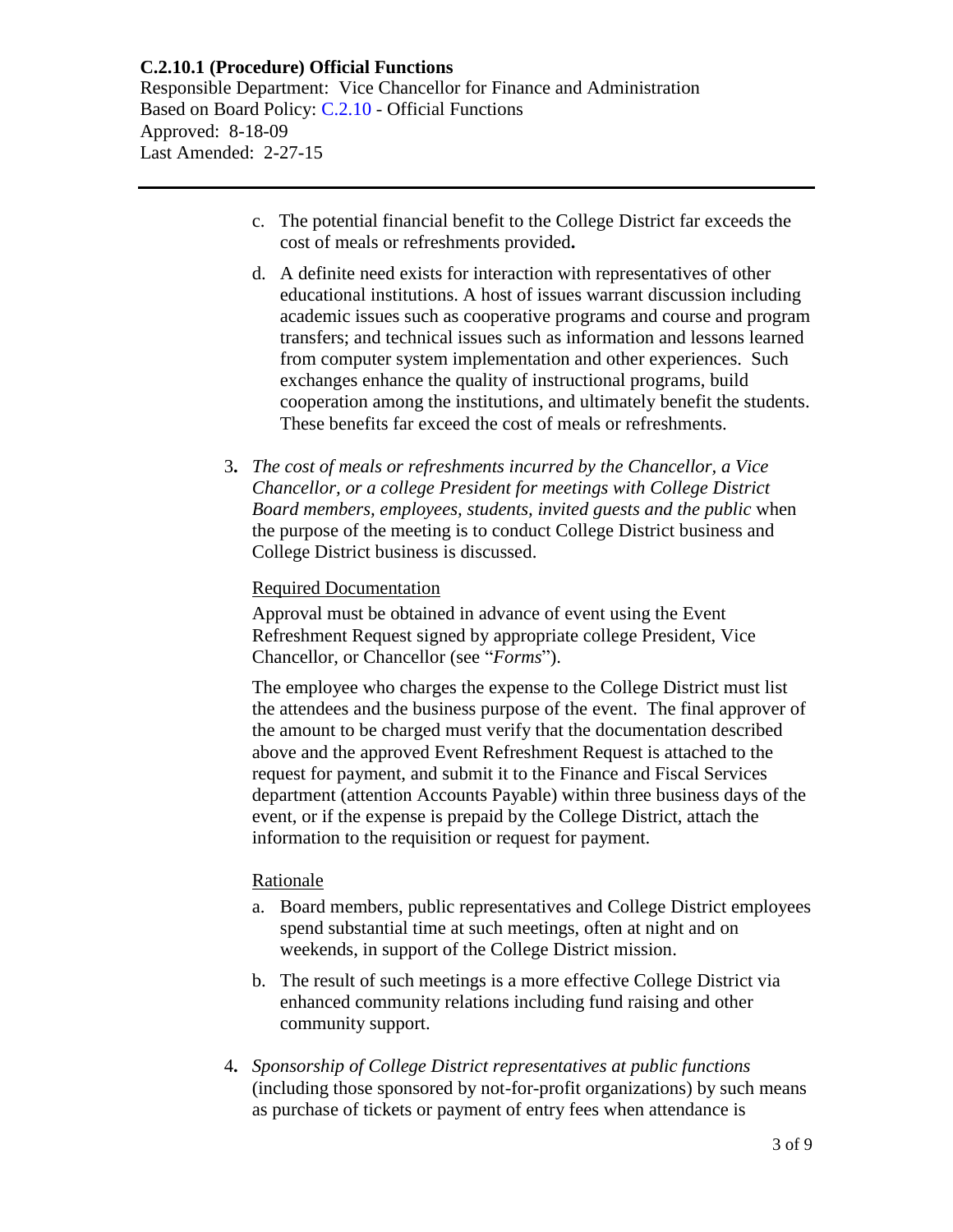c. The potential financial benefit to the College District far exceeds the cost of meals or refreshments provided**.**

d. A definite need exists for interaction with representatives of other educational institutions. A host of issues warrant discussion including academic issues such as cooperative programs and course and program transfers; and technical issues such as information and lessons learned from computer system implementation and other experiences. Such exchanges enhance the quality of instructional programs, build cooperation among the institutions, and ultimately benefit the students. These benefits far exceed the cost of meals or refreshments.

3**.** *The cost of meals or refreshments incurred by the Chancellor, a Vice Chancellor, or a college President for meetings with College District Board members, employees, students, invited guests and the public* when the purpose of the meeting is to conduct College District business and College District business is discussed.

Required Documentation

Approval must be obtained in advance of event using the Event Refreshment Request signed by appropriate college President, Vice Chancellor, or Chancellor (see "*Forms*").

The employee who charges the expense to the College District must list the attendees and the business purpose of the event. The final approver of the amount to be charged must verify that the documentation described above and the approved Event Refreshment Request is attached to the request for payment, and submit it to the Finance and Fiscal Services department (attention Accounts Payable) within three business days of the event, or if the expense is prepaid by the College District, attach the information to the requisition or request for payment.

Rationale

a. Board members, public representatives and College District employees spend substantial time at such meetings, often at night and on weekends, in support of the College District mission.

b. The result of such meetings is a more effective College District via enhanced community relations including fund raising and other community support.

4**.** *Sponsorship of College District representatives at public functions* (including those sponsored by not-for-profit organizations) by such means as purchase of tickets or payment of entry fees when attendance is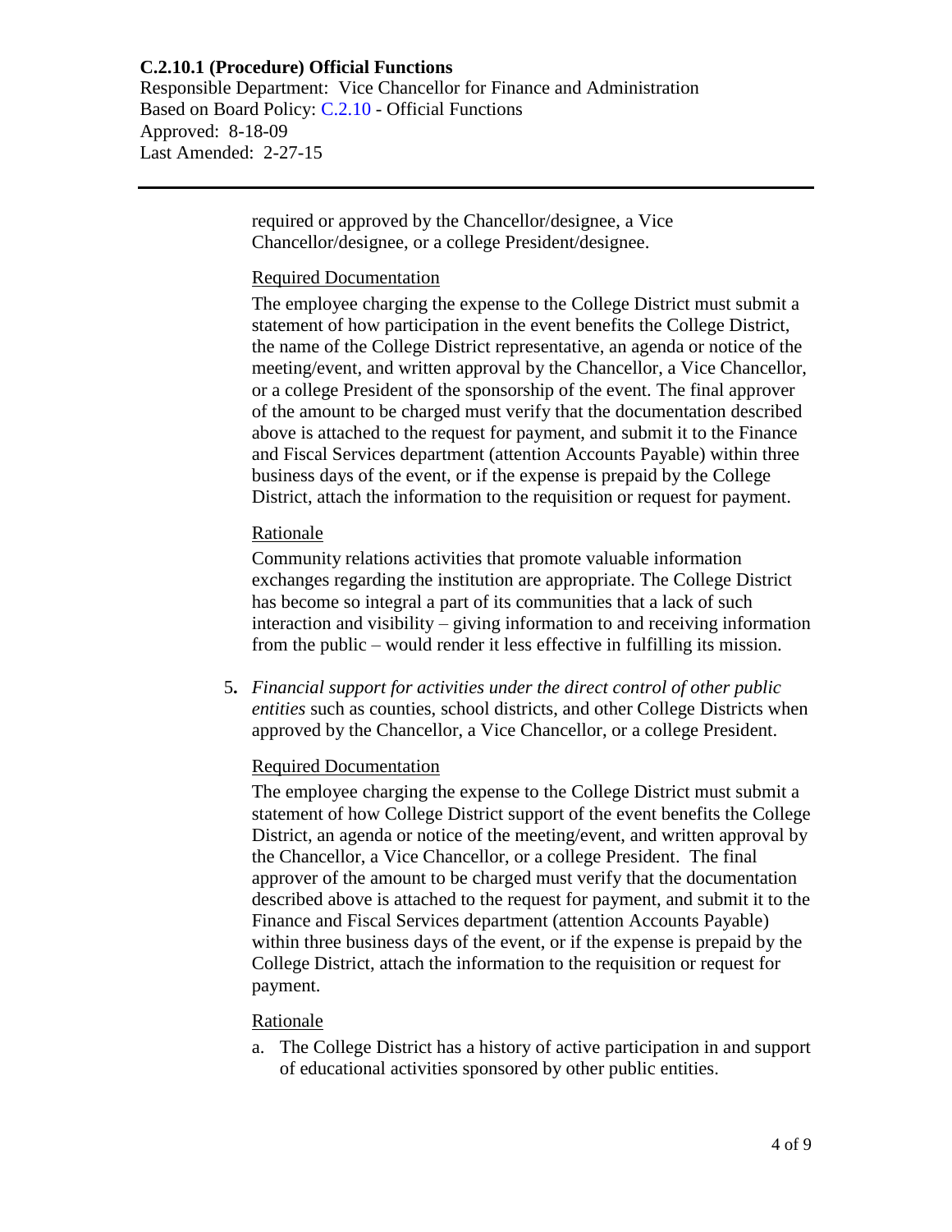required or approved by the Chancellor/designee, a Vice Chancellor/designee, or a college President/designee.

Required Documentation

The employee charging the expense to the College District must submit a statement of how participation in the event benefits the College District, the name of the College District representative, an agenda or notice of the meeting/event, and written approval by the Chancellor, a Vice Chancellor, or a college President of the sponsorship of the event. The final approver of the amount to be charged must verify that the documentation described above is attached to the request for payment, and submit it to the Finance and Fiscal Services department (attention Accounts Payable) within three business days of the event, or if the expense is prepaid by the College District, attach the information to the requisition or request for payment.

Rationale

Community relations activities that promote valuable information exchanges regarding the institution are appropriate. The College District has become so integral a part of its communities that a lack of such interaction and visibility – giving information to and receiving information from the public – would render it less effective in fulfilling its mission.

5. *Financial support for activities under the direct control of other public entities* such as counties, school districts, and other College Districts when approved by the Chancellor, a Vice Chancellor, or a college President.

   Required Documentation

   The employee charging the expense to the College District must submit a statement of how College District support of the event benefits the College District, an agenda or notice of the meeting/event, and written approval by the Chancellor, a Vice Chancellor, or a college President. The final approver of the amount to be charged must verify that the documentation described above is attached to the request for payment, and submit it to the Finance and Fiscal Services department (attention Accounts Payable) within three business days of the event, or if the expense is prepaid by the College District, attach the information to the requisition or request for payment.

   Rationale

   a. The College District has a history of active participation in and support of educational activities sponsored by other public entities.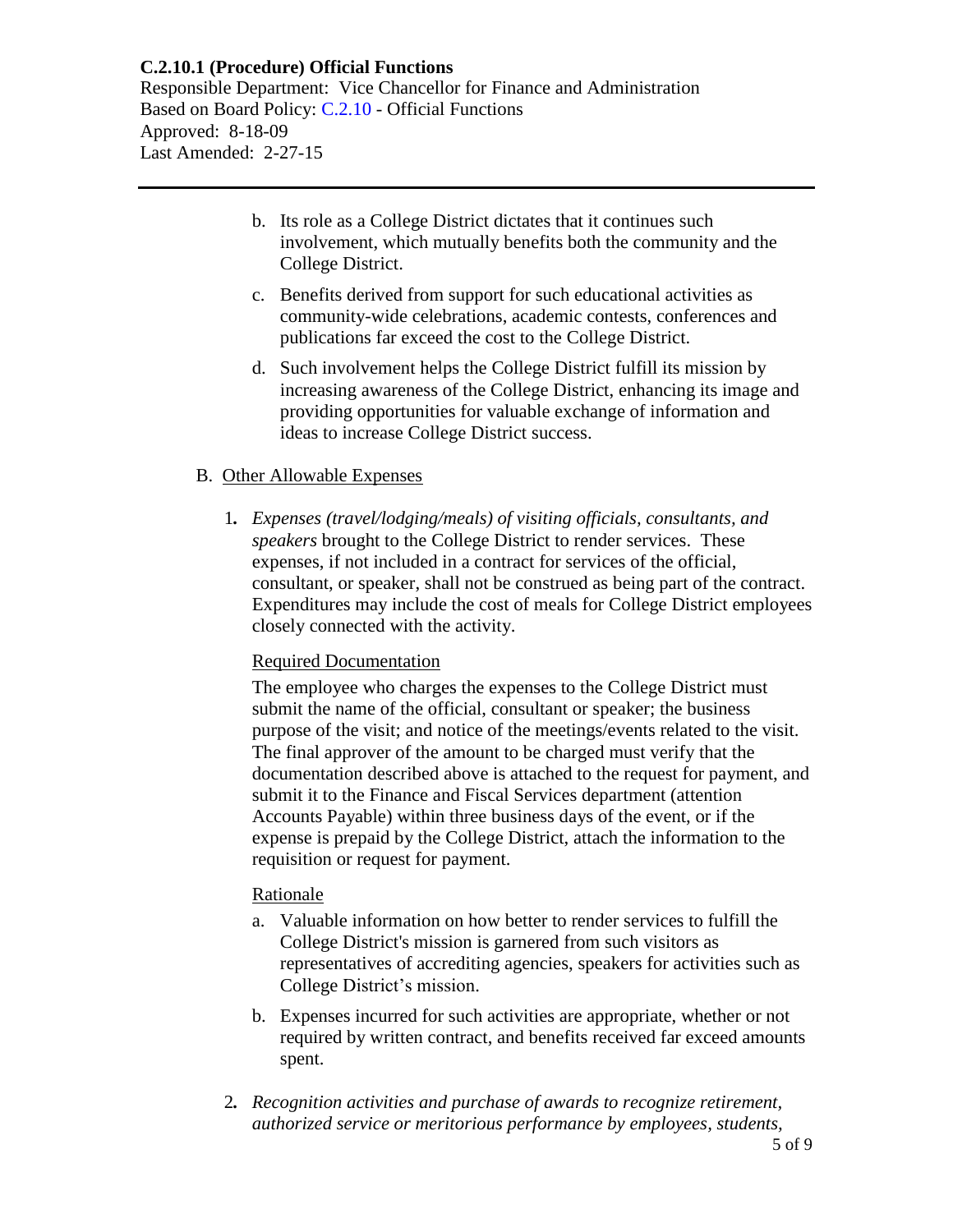b. Its role as a College District dictates that it continues such involvement, which mutually benefits both the community and the College District.

c. Benefits derived from support for such educational activities as community-wide celebrations, academic contests, conferences and publications far exceed the cost to the College District.

d. Such involvement helps the College District fulfill its mission by increasing awareness of the College District, enhancing its image and providing opportunities for valuable exchange of information and ideas to increase College District success.

B. Other Allowable Expenses

1. *Expenses (travel/lodging/meals) of visiting officials, consultants, and speakers* brought to the College District to render services. These expenses, if not included in a contract for services of the official, consultant, or speaker, shall not be construed as being part of the contract. Expenditures may include the cost of meals for College District employees closely connected with the activity.

   Required Documentation

   The employee who charges the expenses to the College District must submit the name of the official, consultant or speaker; the business purpose of the visit; and notice of the meetings/events related to the visit. The final approver of the amount to be charged must verify that the documentation described above is attached to the request for payment, and submit it to the Finance and Fiscal Services department (attention Accounts Payable) within three business days of the event, or if the expense is prepaid by the College District, attach the information to the requisition or request for payment.

   Rationale

   a. Valuable information on how better to render services to fulfill the College District's mission is garnered from such visitors as representatives of accrediting agencies, speakers for activities such as College District's mission.

   b. Expenses incurred for such activities are appropriate, whether or not required by written contract, and benefits received far exceed amounts spent.

2. *Recognition activities and purchase of awards to recognize retirement, authorized service or meritorious performance by employees, students,*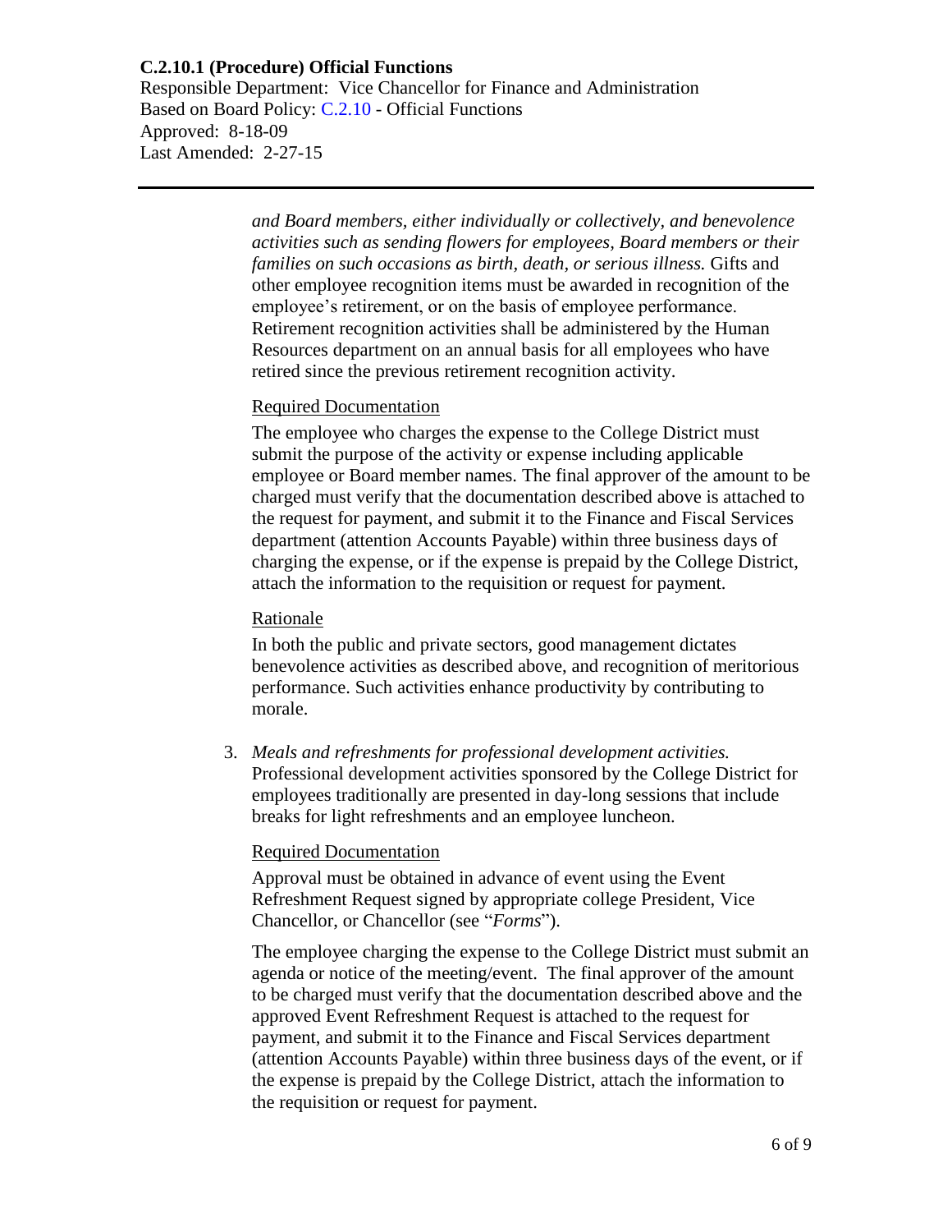*and Board members, either individually or collectively, and benevolence activities such as sending flowers for employees, Board members or their families on such occasions as birth, death, or serious illness.* Gifts and other employee recognition items must be awarded in recognition of the employee's retirement, or on the basis of employee performance. Retirement recognition activities shall be administered by the Human Resources department on an annual basis for all employees who have retired since the previous retirement recognition activity.

Required Documentation

The employee who charges the expense to the College District must submit the purpose of the activity or expense including applicable employee or Board member names. The final approver of the amount to be charged must verify that the documentation described above is attached to the request for payment, and submit it to the Finance and Fiscal Services department (attention Accounts Payable) within three business days of charging the expense, or if the expense is prepaid by the College District, attach the information to the requisition or request for payment.

Rationale

In both the public and private sectors, good management dictates benevolence activities as described above, and recognition of meritorious performance. Such activities enhance productivity by contributing to morale.

3. *Meals and refreshments for professional development activities.* Professional development activities sponsored by the College District for employees traditionally are presented in day-long sessions that include breaks for light refreshments and an employee luncheon.

   Required Documentation

   Approval must be obtained in advance of event using the Event Refreshment Request signed by appropriate college President, Vice Chancellor, or Chancellor (see "*Forms*").

   The employee charging the expense to the College District must submit an agenda or notice of the meeting/event. The final approver of the amount to be charged must verify that the documentation described above and the approved Event Refreshment Request is attached to the request for payment, and submit it to the Finance and Fiscal Services department (attention Accounts Payable) within three business days of the event, or if the expense is prepaid by the College District, attach the information to the requisition or request for payment.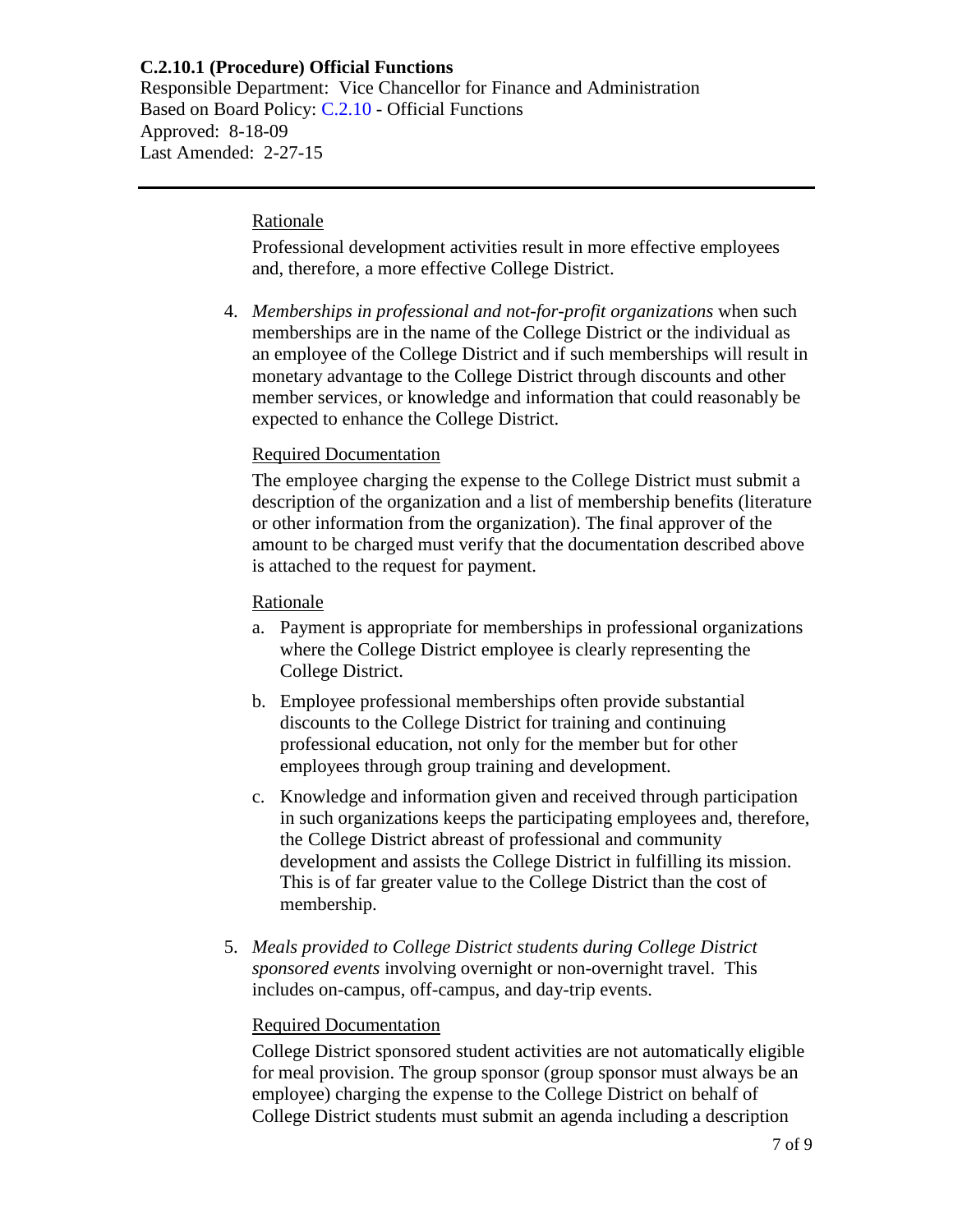Rationale

Professional development activities result in more effective employees and, therefore, a more effective College District.

4. *Memberships in professional and not-for-profit organizations* when such memberships are in the name of the College District or the individual as an employee of the College District and if such memberships will result in monetary advantage to the College District through discounts and other member services, or knowledge and information that could reasonably be expected to enhance the College District.

   Required Documentation

   The employee charging the expense to the College District must submit a description of the organization and a list of membership benefits (literature or other information from the organization). The final approver of the amount to be charged must verify that the documentation described above is attached to the request for payment.

   Rationale

   a. Payment is appropriate for memberships in professional organizations where the College District employee is clearly representing the College District.

   b. Employee professional memberships often provide substantial discounts to the College District for training and continuing professional education, not only for the member but for other employees through group training and development.

   c. Knowledge and information given and received through participation in such organizations keeps the participating employees and, therefore, the College District abreast of professional and community development and assists the College District in fulfilling its mission. This is of far greater value to the College District than the cost of membership.

5. *Meals provided to College District students during College District sponsored events* involving overnight or non-overnight travel. This includes on-campus, off-campus, and day-trip events.

   Required Documentation

   College District sponsored student activities are not automatically eligible for meal provision. The group sponsor (group sponsor must always be an employee) charging the expense to the College District on behalf of College District students must submit an agenda including a description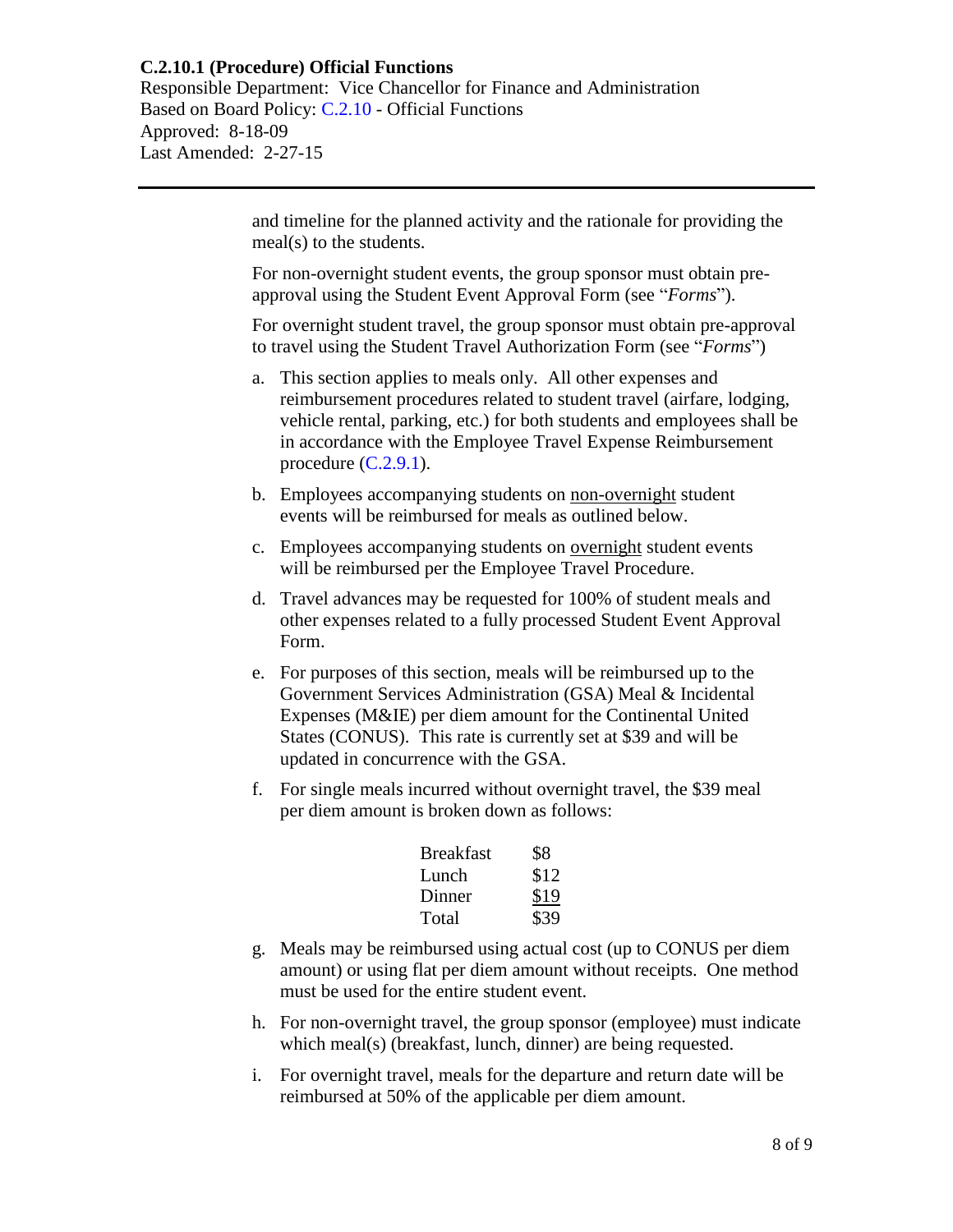and timeline for the planned activity and the rationale for providing the meal(s) to the students.

For non-overnight student events, the group sponsor must obtain pre-approval using the Student Event Approval Form (see "*Forms*").

For overnight student travel, the group sponsor must obtain pre-approval to travel using the Student Travel Authorization Form (see "*Forms*")

a. This section applies to meals only. All other expenses and reimbursement procedures related to student travel (airfare, lodging, vehicle rental, parking, etc.) for both students and employees shall be in accordance with the Employee Travel Expense Reimbursement procedure (C.2.9.1).

b. Employees accompanying students on non-overnight student events will be reimbursed for meals as outlined below.

c. Employees accompanying students on overnight student events will be reimbursed per the Employee Travel Procedure.

d. Travel advances may be requested for 100% of student meals and other expenses related to a fully processed Student Event Approval Form.

e. For purposes of this section, meals will be reimbursed up to the Government Services Administration (GSA) Meal & Incidental Expenses (M&IE) per diem amount for the Continental United States (CONUS). This rate is currently set at $39 and will be updated in concurrence with the GSA.

f. For single meals incurred without overnight travel, the $39 meal per diem amount is broken down as follows:

| Meal | Amount |
|---|---|
| Breakfast | $8 |
| Lunch | $12 |
| Dinner | $19 |
| Total | $39 |

g. Meals may be reimbursed using actual cost (up to CONUS per diem amount) or using flat per diem amount without receipts. One method must be used for the entire student event.

h. For non-overnight travel, the group sponsor (employee) must indicate which meal(s) (breakfast, lunch, dinner) are being requested.

i. For overnight travel, meals for the departure and return date will be reimbursed at 50% of the applicable per diem amount.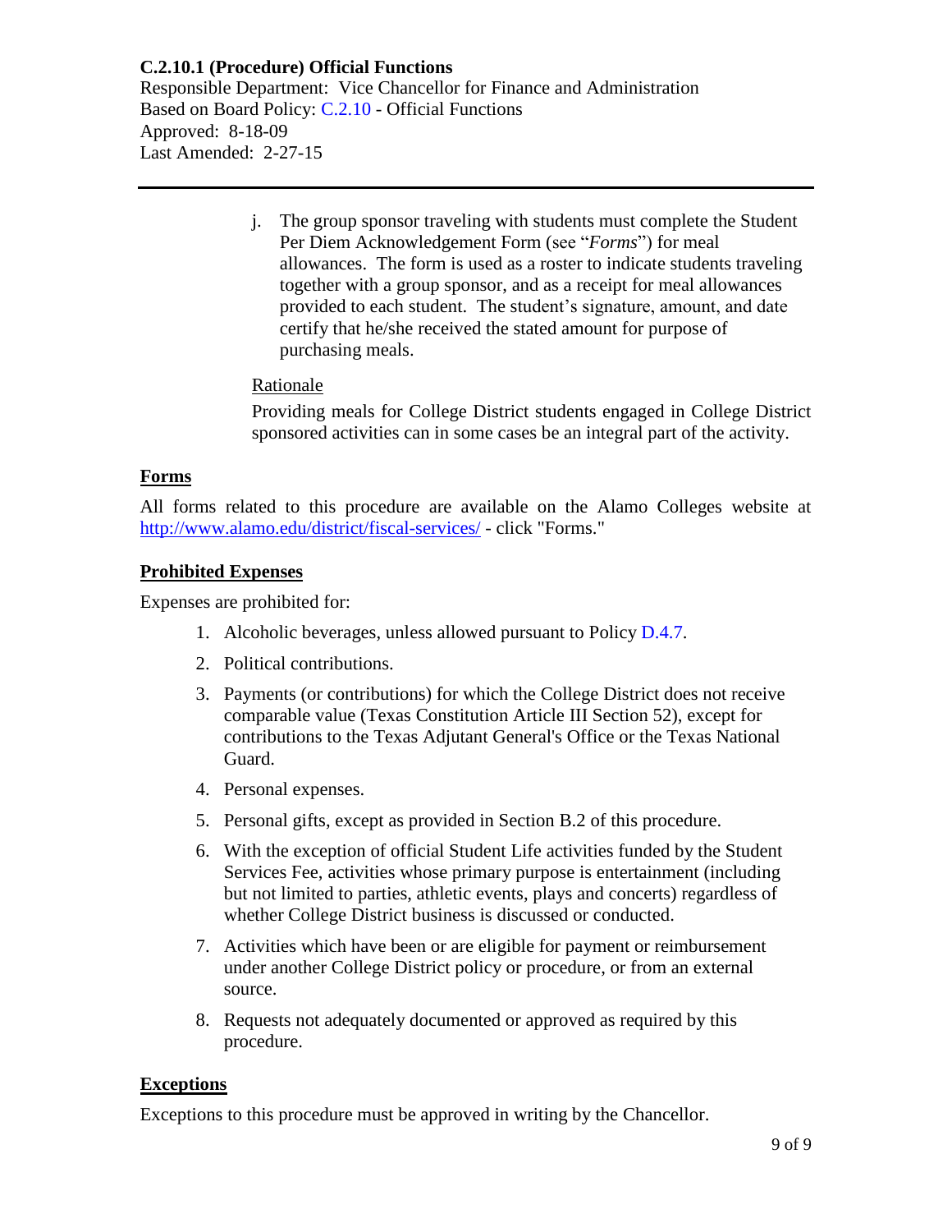j. The group sponsor traveling with students must complete the Student Per Diem Acknowledgement Form (see "*Forms*") for meal allowances. The form is used as a roster to indicate students traveling together with a group sponsor, and as a receipt for meal allowances provided to each student. The student's signature, amount, and date certify that he/she received the stated amount for purpose of purchasing meals.

Rationale

Providing meals for College District students engaged in College District sponsored activities can in some cases be an integral part of the activity.

## Forms

All forms related to this procedure are available on the Alamo Colleges website at http://www.alamo.edu/district/fiscal-services/ - click "Forms."

## Prohibited Expenses

Expenses are prohibited for:

1. Alcoholic beverages, unless allowed pursuant to Policy D.4.7.
2. Political contributions.
3. Payments (or contributions) for which the College District does not receive comparable value (Texas Constitution Article III Section 52), except for contributions to the Texas Adjutant General's Office or the Texas National Guard.
4. Personal expenses.
5. Personal gifts, except as provided in Section B.2 of this procedure.
6. With the exception of official Student Life activities funded by the Student Services Fee, activities whose primary purpose is entertainment (including but not limited to parties, athletic events, plays and concerts) regardless of whether College District business is discussed or conducted.
7. Activities which have been or are eligible for payment or reimbursement under another College District policy or procedure, or from an external source.
8. Requests not adequately documented or approved as required by this procedure.

## Exceptions

Exceptions to this procedure must be approved in writing by the Chancellor.